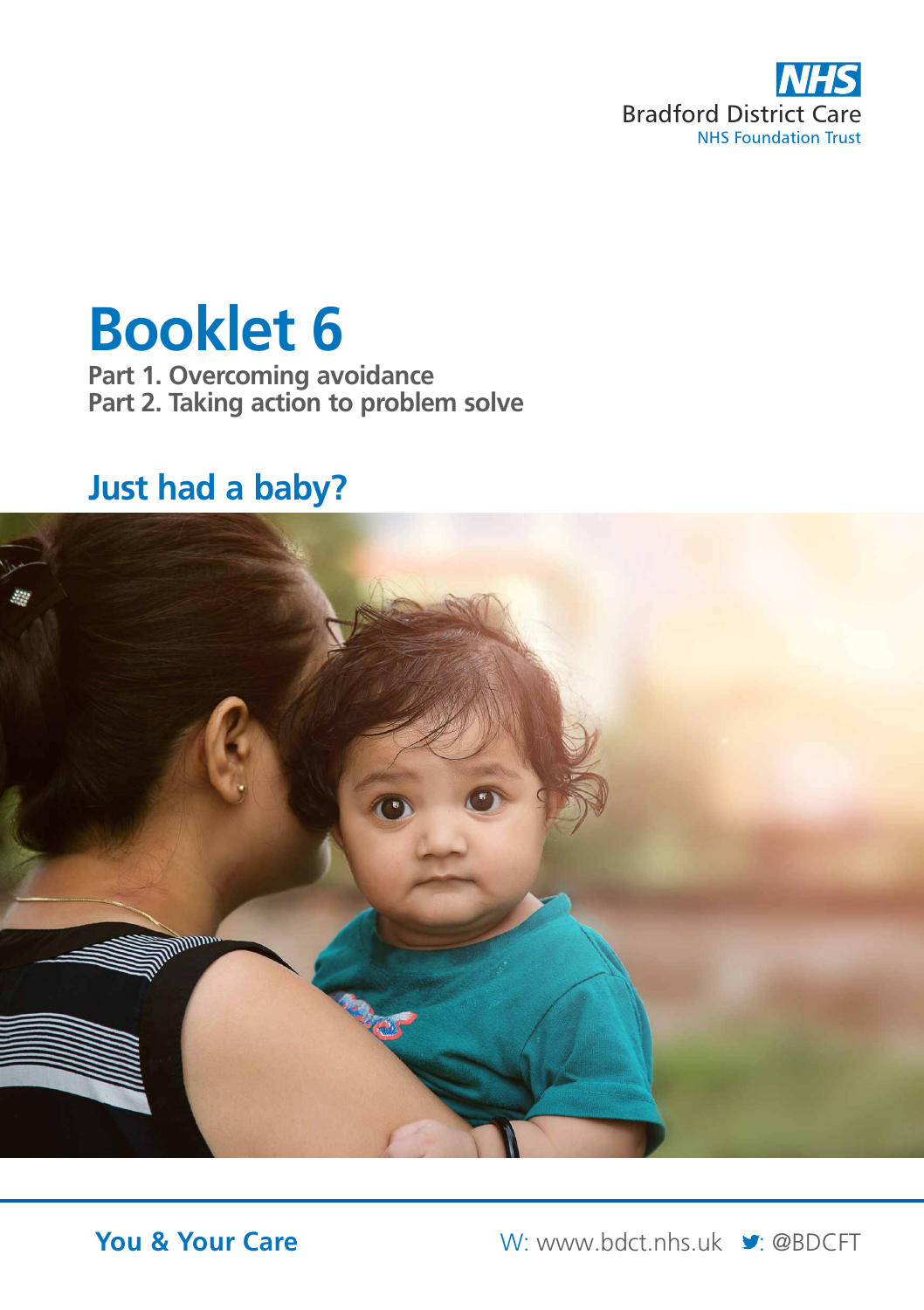NHS
Bradford District Care
NHS Foundation Trust

# Booklet 6

**Part 1. Overcoming avoidance**
**Part 2. Taking action to problem solve**

## Just had a baby?

**You & Your Care**

W: www.bdct.nhs.uk  : @BDCFT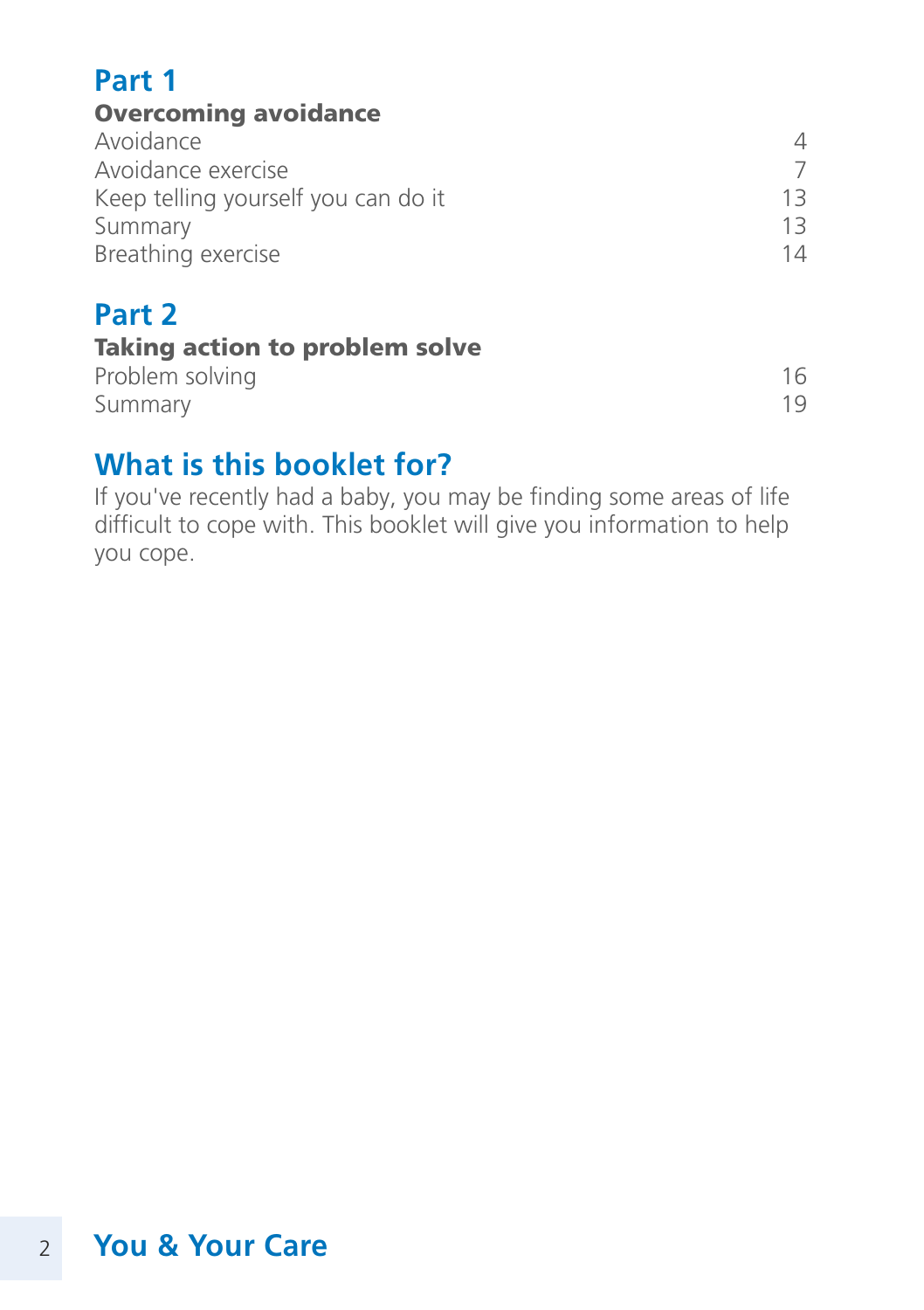## Part 1

**Overcoming avoidance**

| | |
|---|---|
| Avoidance | 4 |
| Avoidance exercise | 7 |
| Keep telling yourself you can do it | 13 |
| Summary | 13 |
| Breathing exercise | 14 |

## Part 2

**Taking action to problem solve**

| | |
|---|---|
| Problem solving | 16 |
| Summary | 19 |

## What is this booklet for?

If you've recently had a baby, you may be finding some areas of life difficult to cope with. This booklet will give you information to help you cope.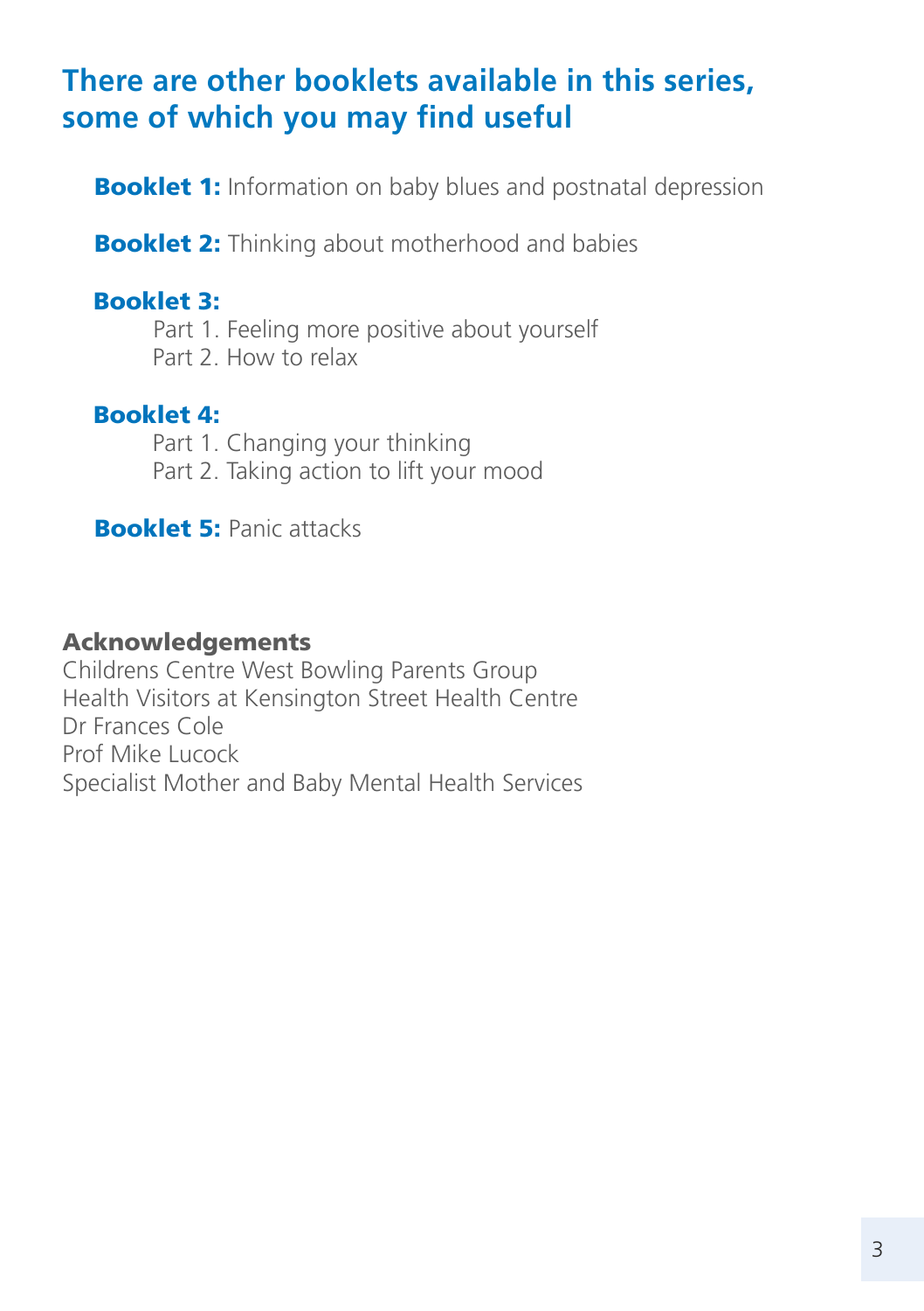## There are other booklets available in this series, some of which you may find useful

**Booklet 1:** Information on baby blues and postnatal depression

**Booklet 2:** Thinking about motherhood and babies

**Booklet 3:**
- Part 1. Feeling more positive about yourself
- Part 2. How to relax

**Booklet 4:**
- Part 1. Changing your thinking
- Part 2. Taking action to lift your mood

**Booklet 5:** Panic attacks

### Acknowledgements

Childrens Centre West Bowling Parents Group
Health Visitors at Kensington Street Health Centre
Dr Frances Cole
Prof Mike Lucock
Specialist Mother and Baby Mental Health Services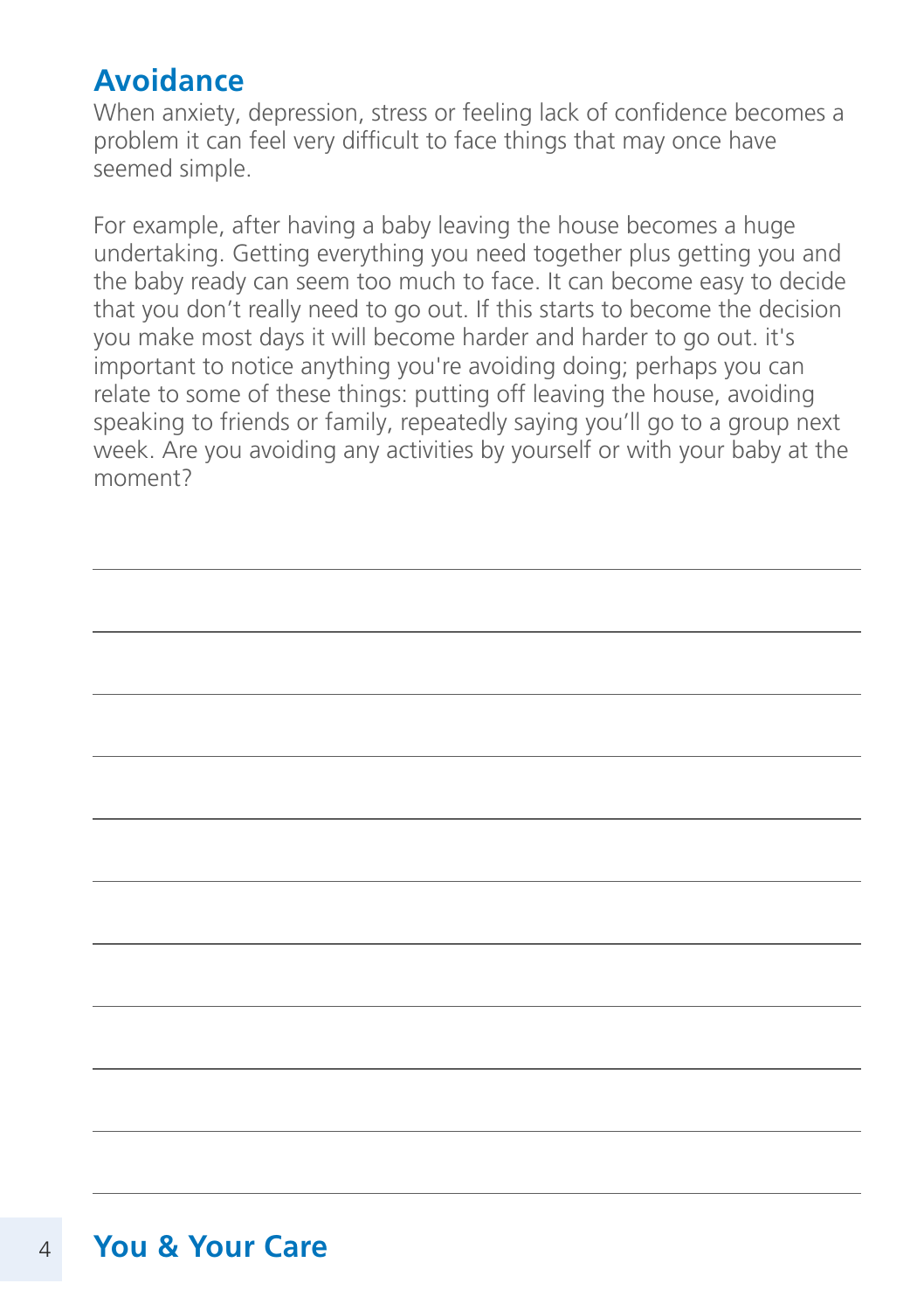## Avoidance

When anxiety, depression, stress or feeling lack of confidence becomes a problem it can feel very difficult to face things that may once have seemed simple.

For example, after having a baby leaving the house becomes a huge undertaking. Getting everything you need together plus getting you and the baby ready can seem too much to face. It can become easy to decide that you don't really need to go out. If this starts to become the decision you make most days it will become harder and harder to go out. it's important to notice anything you're avoiding doing; perhaps you can relate to some of these things: putting off leaving the house, avoiding speaking to friends or family, repeatedly saying you'll go to a group next week. Are you avoiding any activities by yourself or with your baby at the moment?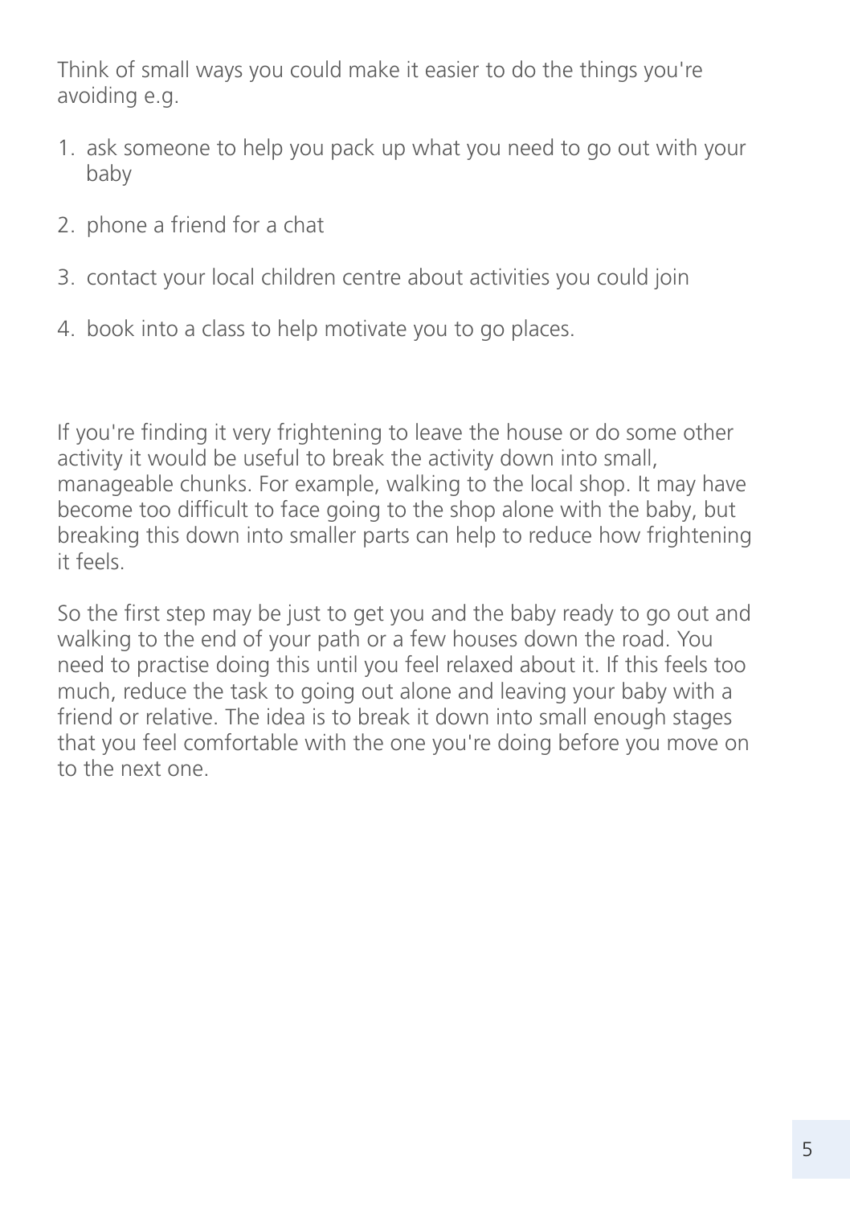Think of small ways you could make it easier to do the things you're avoiding e.g.

1. ask someone to help you pack up what you need to go out with your baby
2. phone a friend for a chat
3. contact your local children centre about activities you could join
4. book into a class to help motivate you to go places.

If you're finding it very frightening to leave the house or do some other activity it would be useful to break the activity down into small, manageable chunks. For example, walking to the local shop. It may have become too difficult to face going to the shop alone with the baby, but breaking this down into smaller parts can help to reduce how frightening it feels.

So the first step may be just to get you and the baby ready to go out and walking to the end of your path or a few houses down the road. You need to practise doing this until you feel relaxed about it. If this feels too much, reduce the task to going out alone and leaving your baby with a friend or relative. The idea is to break it down into small enough stages that you feel comfortable with the one you're doing before you move on to the next one.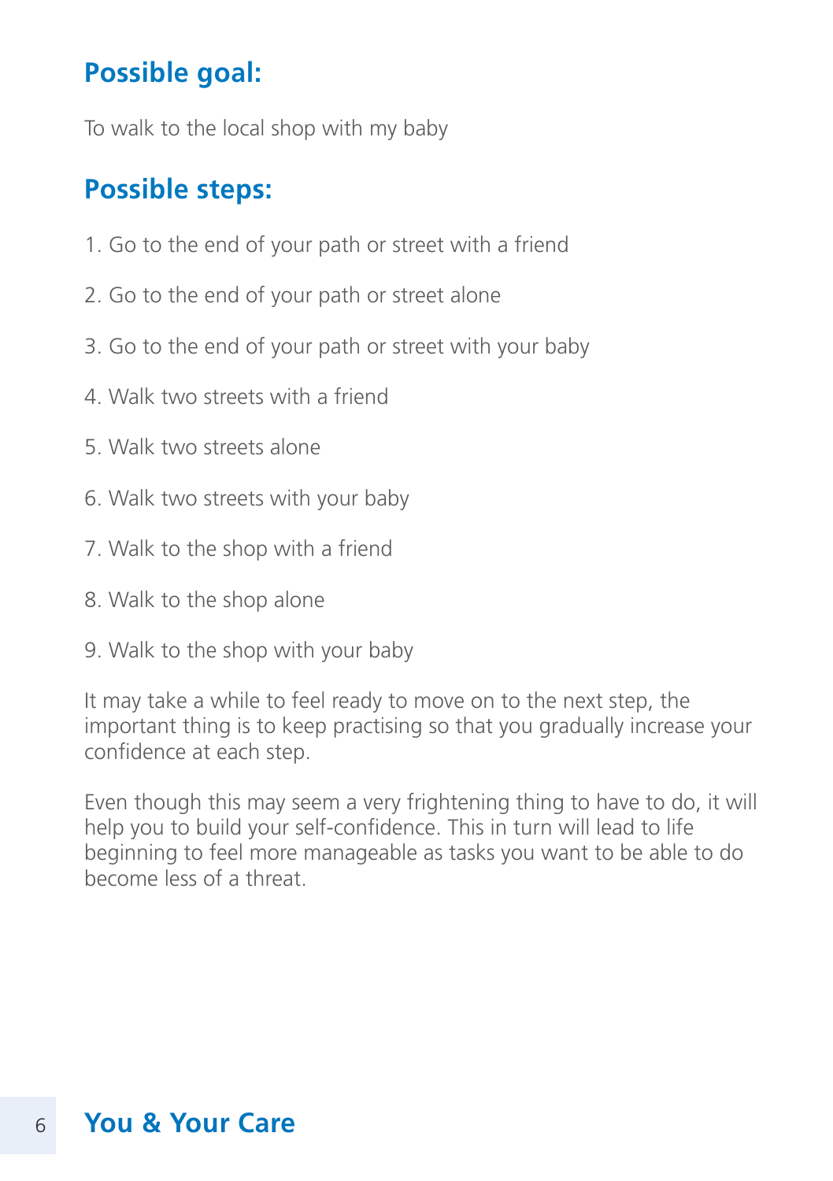## Possible goal:

To walk to the local shop with my baby

## Possible steps:

1. Go to the end of your path or street with a friend
2. Go to the end of your path or street alone
3. Go to the end of your path or street with your baby
4. Walk two streets with a friend
5. Walk two streets alone
6. Walk two streets with your baby
7. Walk to the shop with a friend
8. Walk to the shop alone
9. Walk to the shop with your baby

It may take a while to feel ready to move on to the next step, the important thing is to keep practising so that you gradually increase your confidence at each step.

Even though this may seem a very frightening thing to have to do, it will help you to build your self-confidence. This in turn will lead to life beginning to feel more manageable as tasks you want to be able to do become less of a threat.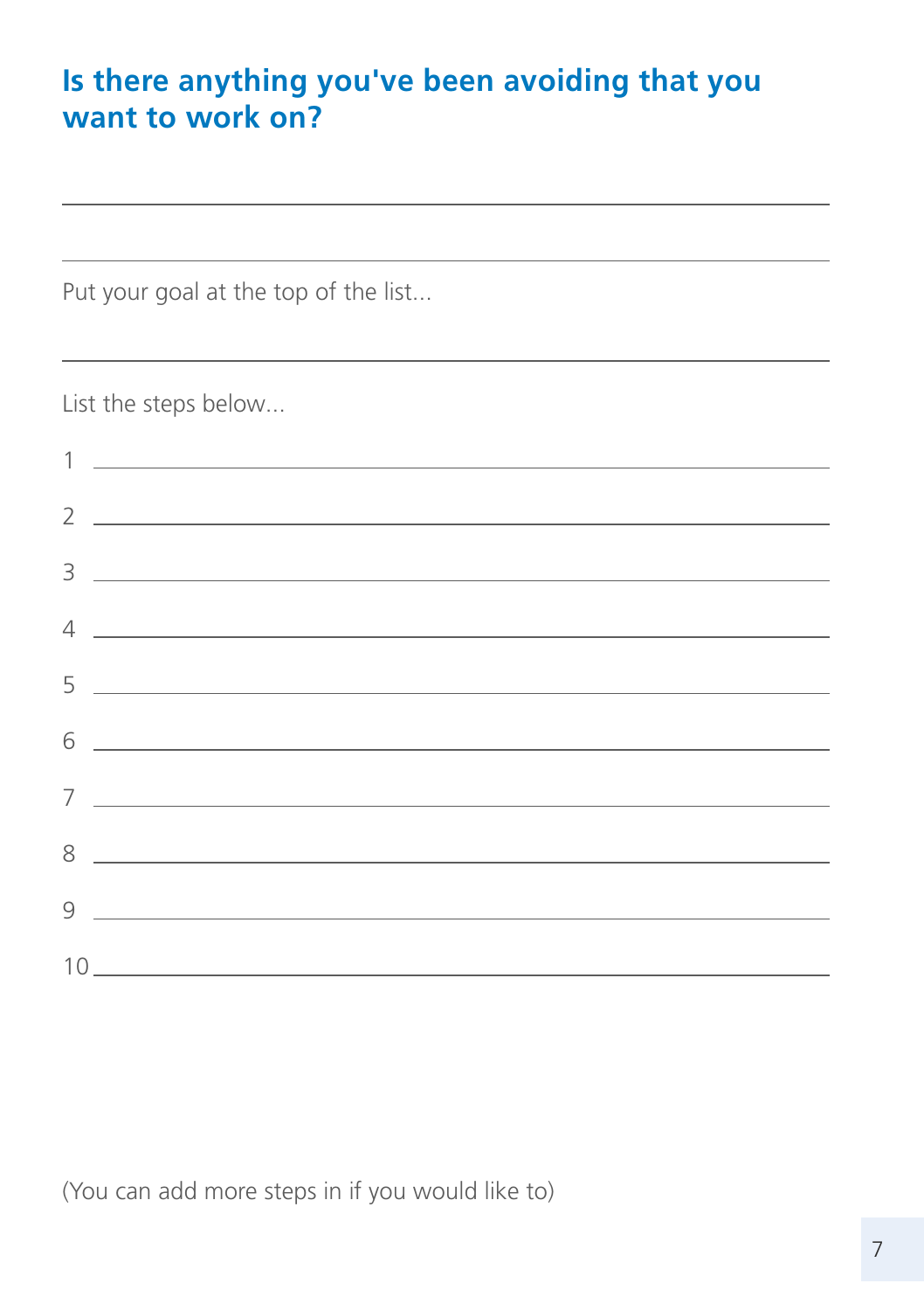## Is there anything you've been avoiding that you want to work on?

\_\_\_\_\_\_\_\_\_\_\_\_\_\_\_\_\_\_\_\_\_\_\_\_\_\_\_\_\_\_\_\_\_\_\_\_\_\_\_\_

\_\_\_\_\_\_\_\_\_\_\_\_\_\_\_\_\_\_\_\_\_\_\_\_\_\_\_\_\_\_\_\_\_\_\_\_\_\_\_\_

Put your goal at the top of the list...

\_\_\_\_\_\_\_\_\_\_\_\_\_\_\_\_\_\_\_\_\_\_\_\_\_\_\_\_\_\_\_\_\_\_\_\_\_\_\_\_

List the steps below...

1 \_\_\_\_\_\_\_\_\_\_\_\_\_\_\_\_\_\_\_\_\_\_\_\_\_\_\_\_\_\_\_\_\_\_\_\_\_\_\_\_

2 \_\_\_\_\_\_\_\_\_\_\_\_\_\_\_\_\_\_\_\_\_\_\_\_\_\_\_\_\_\_\_\_\_\_\_\_\_\_\_\_

3 \_\_\_\_\_\_\_\_\_\_\_\_\_\_\_\_\_\_\_\_\_\_\_\_\_\_\_\_\_\_\_\_\_\_\_\_\_\_\_\_

4 \_\_\_\_\_\_\_\_\_\_\_\_\_\_\_\_\_\_\_\_\_\_\_\_\_\_\_\_\_\_\_\_\_\_\_\_\_\_\_\_

5 \_\_\_\_\_\_\_\_\_\_\_\_\_\_\_\_\_\_\_\_\_\_\_\_\_\_\_\_\_\_\_\_\_\_\_\_\_\_\_\_

6 \_\_\_\_\_\_\_\_\_\_\_\_\_\_\_\_\_\_\_\_\_\_\_\_\_\_\_\_\_\_\_\_\_\_\_\_\_\_\_\_

7 \_\_\_\_\_\_\_\_\_\_\_\_\_\_\_\_\_\_\_\_\_\_\_\_\_\_\_\_\_\_\_\_\_\_\_\_\_\_\_\_

8 \_\_\_\_\_\_\_\_\_\_\_\_\_\_\_\_\_\_\_\_\_\_\_\_\_\_\_\_\_\_\_\_\_\_\_\_\_\_\_\_

9 \_\_\_\_\_\_\_\_\_\_\_\_\_\_\_\_\_\_\_\_\_\_\_\_\_\_\_\_\_\_\_\_\_\_\_\_\_\_\_\_

10 \_\_\_\_\_\_\_\_\_\_\_\_\_\_\_\_\_\_\_\_\_\_\_\_\_\_\_\_\_\_\_\_\_\_\_\_\_\_\_\_

(You can add more steps in if you would like to)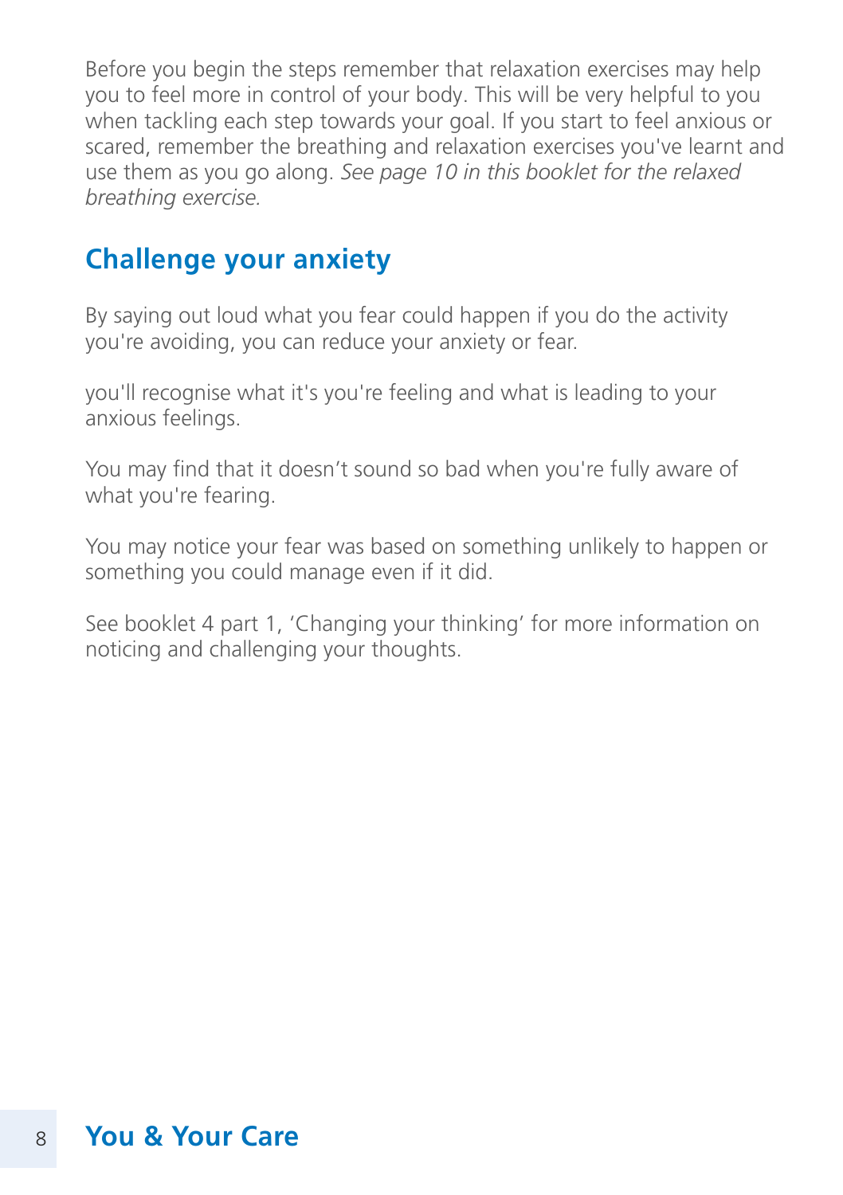Before you begin the steps remember that relaxation exercises may help you to feel more in control of your body. This will be very helpful to you when tackling each step towards your goal. If you start to feel anxious or scared, remember the breathing and relaxation exercises you've learnt and use them as you go along. *See page 10 in this booklet for the relaxed breathing exercise.*

## Challenge your anxiety

By saying out loud what you fear could happen if you do the activity you're avoiding, you can reduce your anxiety or fear.

you'll recognise what it's you're feeling and what is leading to your anxious feelings.

You may find that it doesn't sound so bad when you're fully aware of what you're fearing.

You may notice your fear was based on something unlikely to happen or something you could manage even if it did.

See booklet 4 part 1, 'Changing your thinking' for more information on noticing and challenging your thoughts.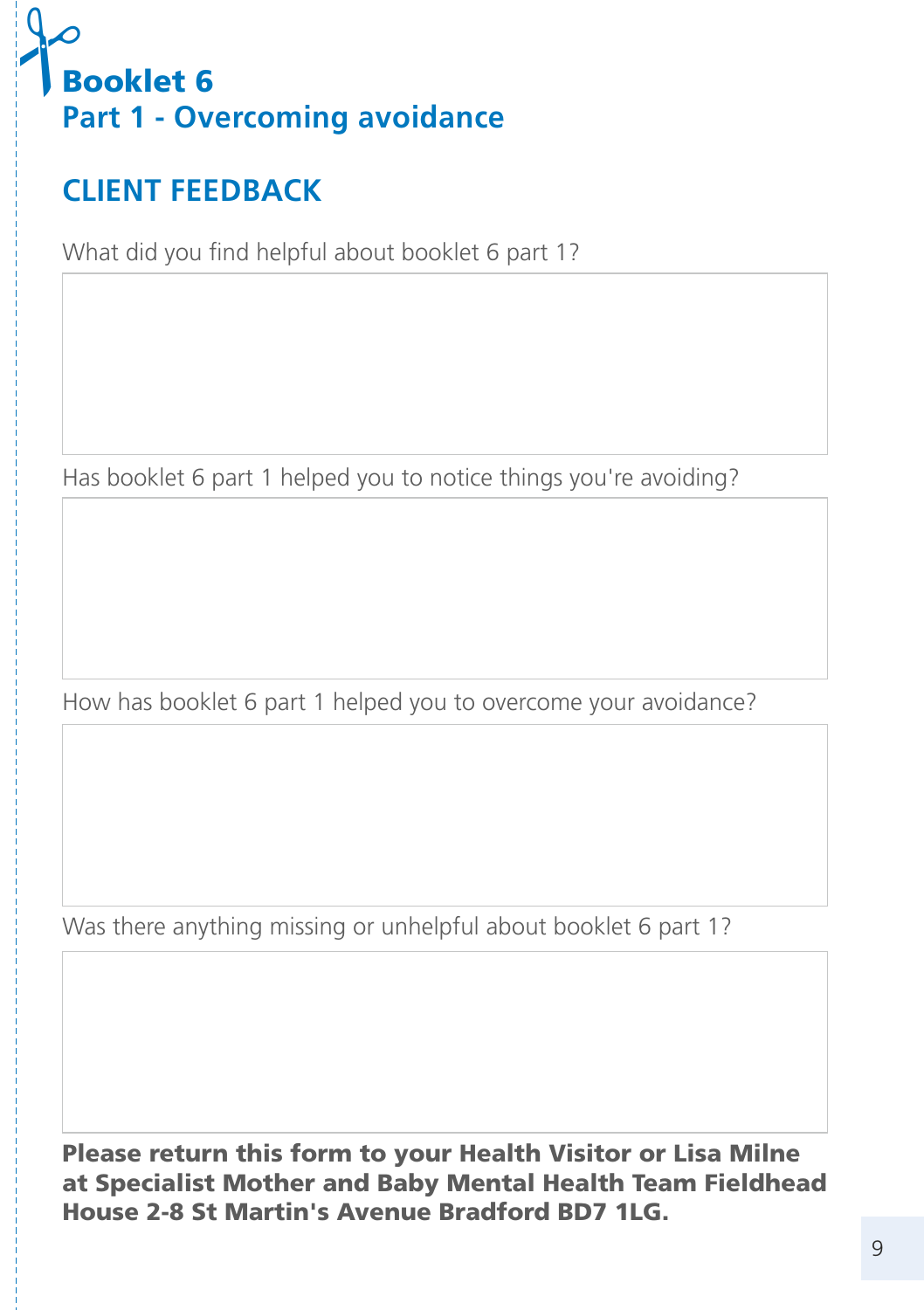# Booklet 6
## Part 1 - Overcoming avoidance

## CLIENT FEEDBACK

What did you find helpful about booklet 6 part 1?

Has booklet 6 part 1 helped you to notice things you're avoiding?

How has booklet 6 part 1 helped you to overcome your avoidance?

Was there anything missing or unhelpful about booklet 6 part 1?

**Please return this form to your Health Visitor or Lisa Milne at Specialist Mother and Baby Mental Health Team Fieldhead House 2-8 St Martin's Avenue Bradford BD7 1LG.**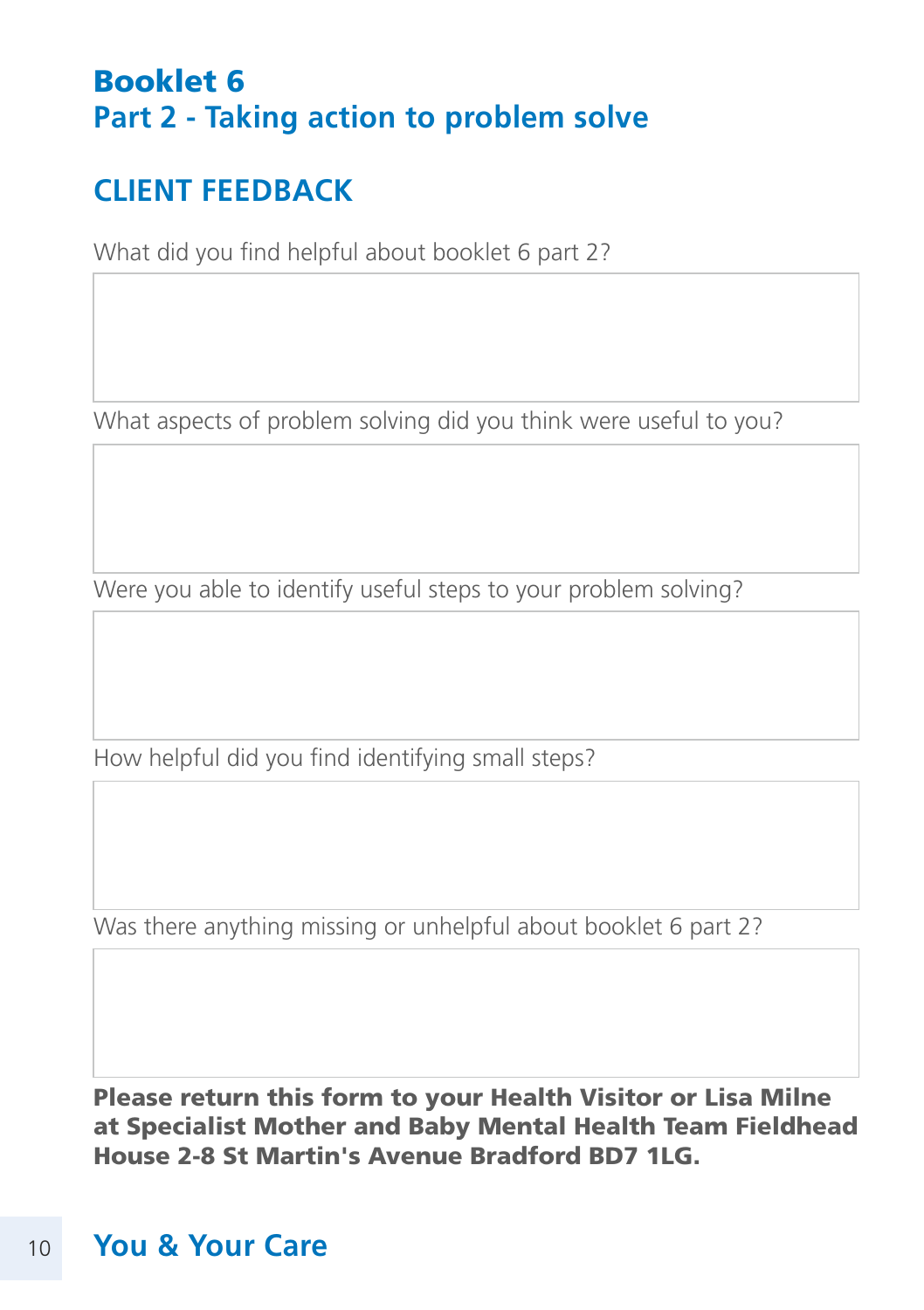# Booklet 6
## Part 2 - Taking action to problem solve

## CLIENT FEEDBACK

What did you find helpful about booklet 6 part 2?

What aspects of problem solving did you think were useful to you?

Were you able to identify useful steps to your problem solving?

How helpful did you find identifying small steps?

Was there anything missing or unhelpful about booklet 6 part 2?

**Please return this form to your Health Visitor or Lisa Milne at Specialist Mother and Baby Mental Health Team Fieldhead House 2-8 St Martin's Avenue Bradford BD7 1LG.**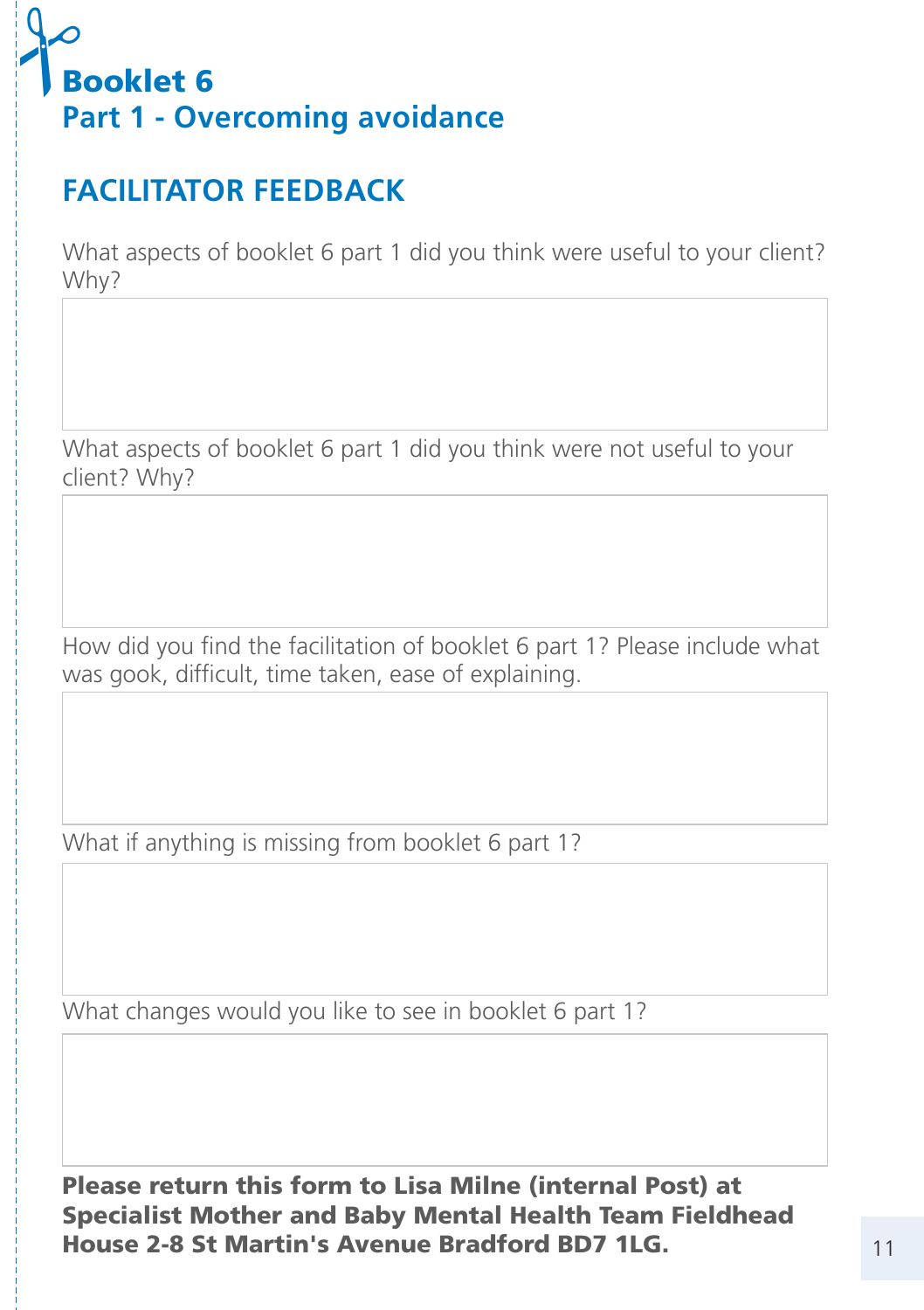# Booklet 6
## Part 1 - Overcoming avoidance

## FACILITATOR FEEDBACK

What aspects of booklet 6 part 1 did you think were useful to your client? Why?

What aspects of booklet 6 part 1 did you think were not useful to your client? Why?

How did you find the facilitation of booklet 6 part 1? Please include what was gook, difficult, time taken, ease of explaining.

What if anything is missing from booklet 6 part 1?

What changes would you like to see in booklet 6 part 1?

**Please return this form to Lisa Milne (internal Post) at Specialist Mother and Baby Mental Health Team Fieldhead House 2-8 St Martin's Avenue Bradford BD7 1LG.**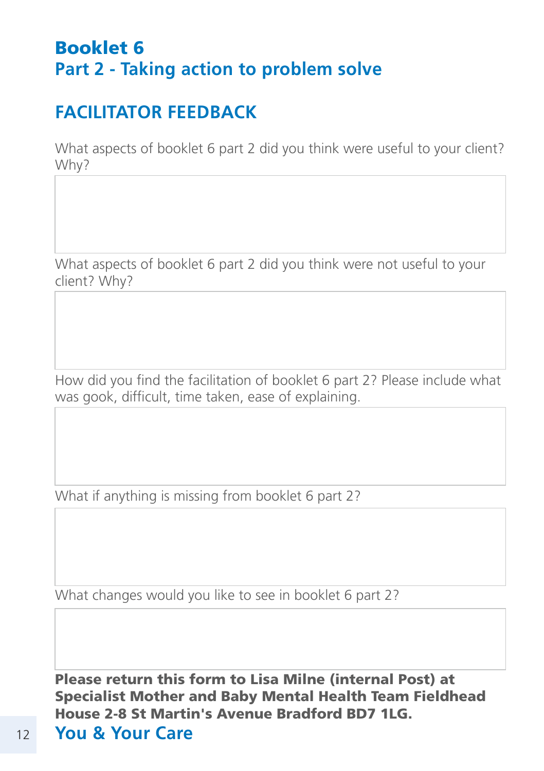# Booklet 6
## Part 2 - Taking action to problem solve

## FACILITATOR FEEDBACK

What aspects of booklet 6 part 2 did you think were useful to your client? Why?

What aspects of booklet 6 part 2 did you think were not useful to your client? Why?

How did you find the facilitation of booklet 6 part 2? Please include what was gook, difficult, time taken, ease of explaining.

What if anything is missing from booklet 6 part 2?

What changes would you like to see in booklet 6 part 2?

**Please return this form to Lisa Milne (internal Post) at Specialist Mother and Baby Mental Health Team Fieldhead House 2-8 St Martin's Avenue Bradford BD7 1LG.**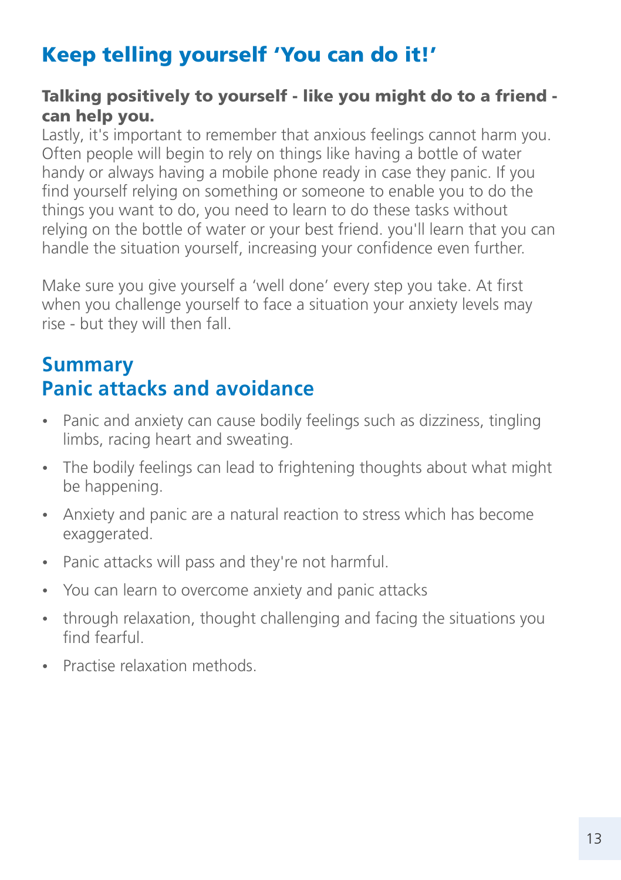## Keep telling yourself 'You can do it!'

**Talking positively to yourself - like you might do to a friend - can help you.**
Lastly, it's important to remember that anxious feelings cannot harm you. Often people will begin to rely on things like having a bottle of water handy or always having a mobile phone ready in case they panic. If you find yourself relying on something or someone to enable you to do the things you want to do, you need to learn to do these tasks without relying on the bottle of water or your best friend. you'll learn that you can handle the situation yourself, increasing your confidence even further.

Make sure you give yourself a 'well done' every step you take. At first when you challenge yourself to face a situation your anxiety levels may rise - but they will then fall.

## Summary
## Panic attacks and avoidance

- Panic and anxiety can cause bodily feelings such as dizziness, tingling limbs, racing heart and sweating.
- The bodily feelings can lead to frightening thoughts about what might be happening.
- Anxiety and panic are a natural reaction to stress which has become exaggerated.
- Panic attacks will pass and they're not harmful.
- You can learn to overcome anxiety and panic attacks
- through relaxation, thought challenging and facing the situations you find fearful.
- Practise relaxation methods.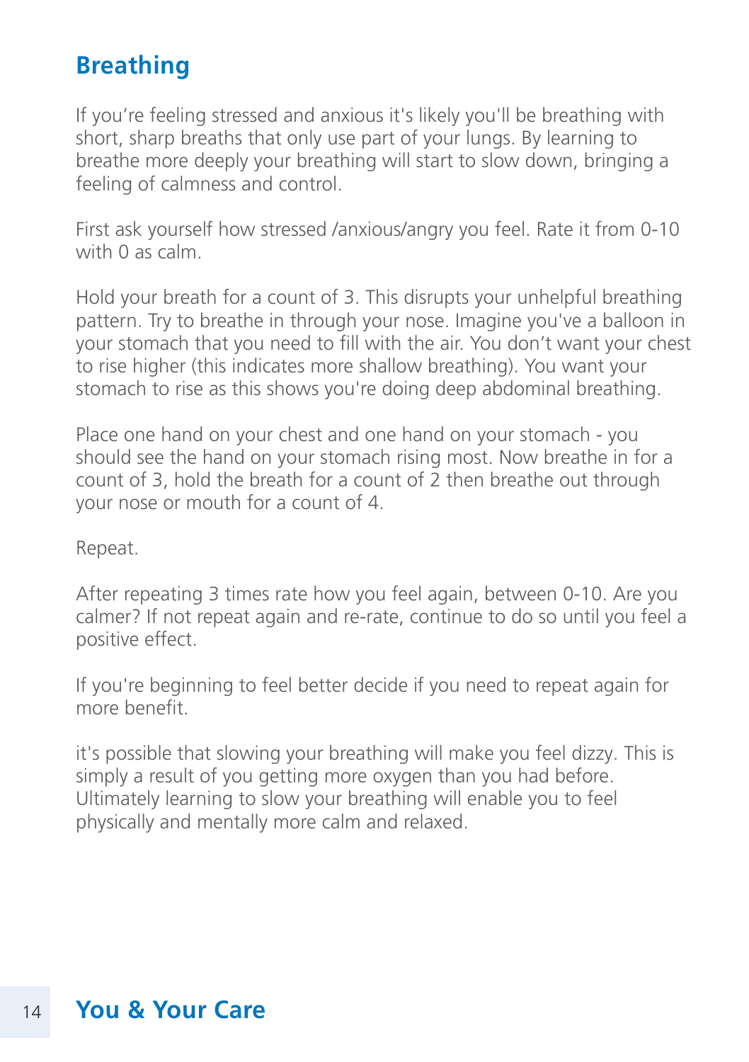## Breathing

If you're feeling stressed and anxious it's likely you'll be breathing with short, sharp breaths that only use part of your lungs. By learning to breathe more deeply your breathing will start to slow down, bringing a feeling of calmness and control.

First ask yourself how stressed /anxious/angry you feel. Rate it from 0-10 with 0 as calm.

Hold your breath for a count of 3. This disrupts your unhelpful breathing pattern. Try to breathe in through your nose. Imagine you've a balloon in your stomach that you need to fill with the air. You don't want your chest to rise higher (this indicates more shallow breathing). You want your stomach to rise as this shows you're doing deep abdominal breathing.

Place one hand on your chest and one hand on your stomach - you should see the hand on your stomach rising most. Now breathe in for a count of 3, hold the breath for a count of 2 then breathe out through your nose or mouth for a count of 4.

Repeat.

After repeating 3 times rate how you feel again, between 0-10. Are you calmer? If not repeat again and re-rate, continue to do so until you feel a positive effect.

If you're beginning to feel better decide if you need to repeat again for more benefit.

it's possible that slowing your breathing will make you feel dizzy. This is simply a result of you getting more oxygen than you had before. Ultimately learning to slow your breathing will enable you to feel physically and mentally more calm and relaxed.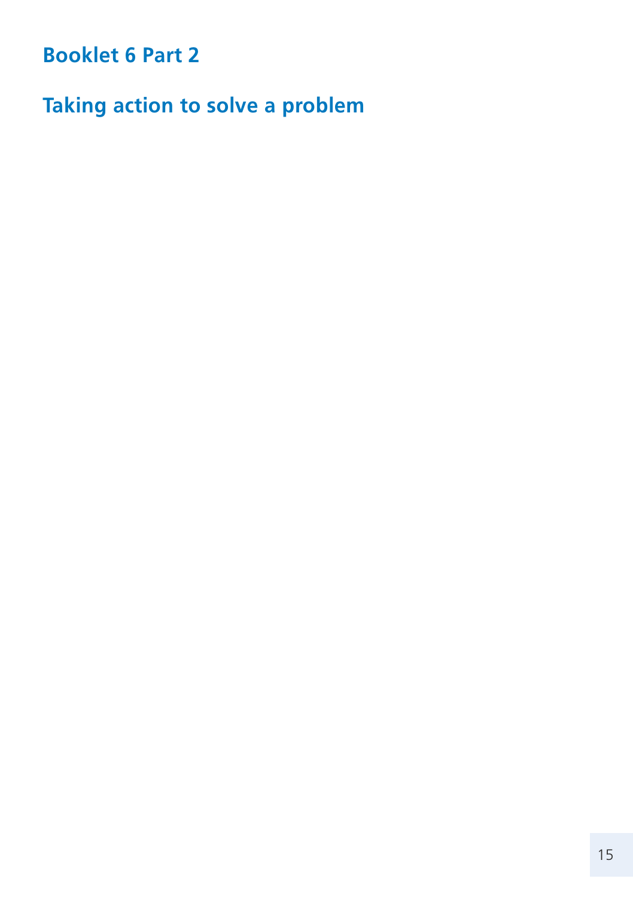# Booklet 6 Part 2

## Taking action to solve a problem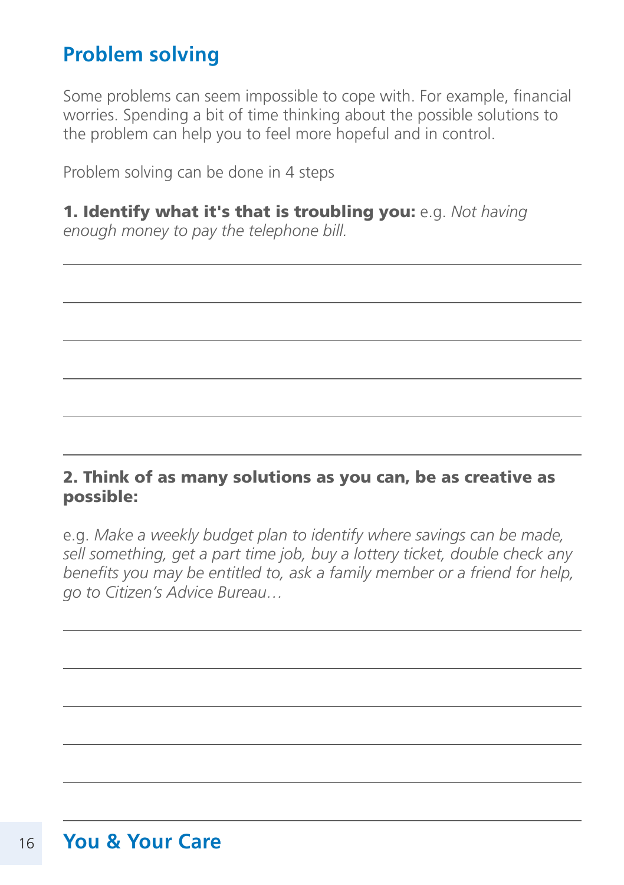## Problem solving

Some problems can seem impossible to cope with. For example, financial worries. Spending a bit of time thinking about the possible solutions to the problem can help you to feel more hopeful and in control.

Problem solving can be done in 4 steps

**1. Identify what it's that is troubling you:** e.g. *Not having enough money to pay the telephone bill.*

**2. Think of as many solutions as you can, be as creative as possible:**

e.g. *Make a weekly budget plan to identify where savings can be made, sell something, get a part time job, buy a lottery ticket, double check any benefits you may be entitled to, ask a family member or a friend for help, go to Citizen's Advice Bureau…*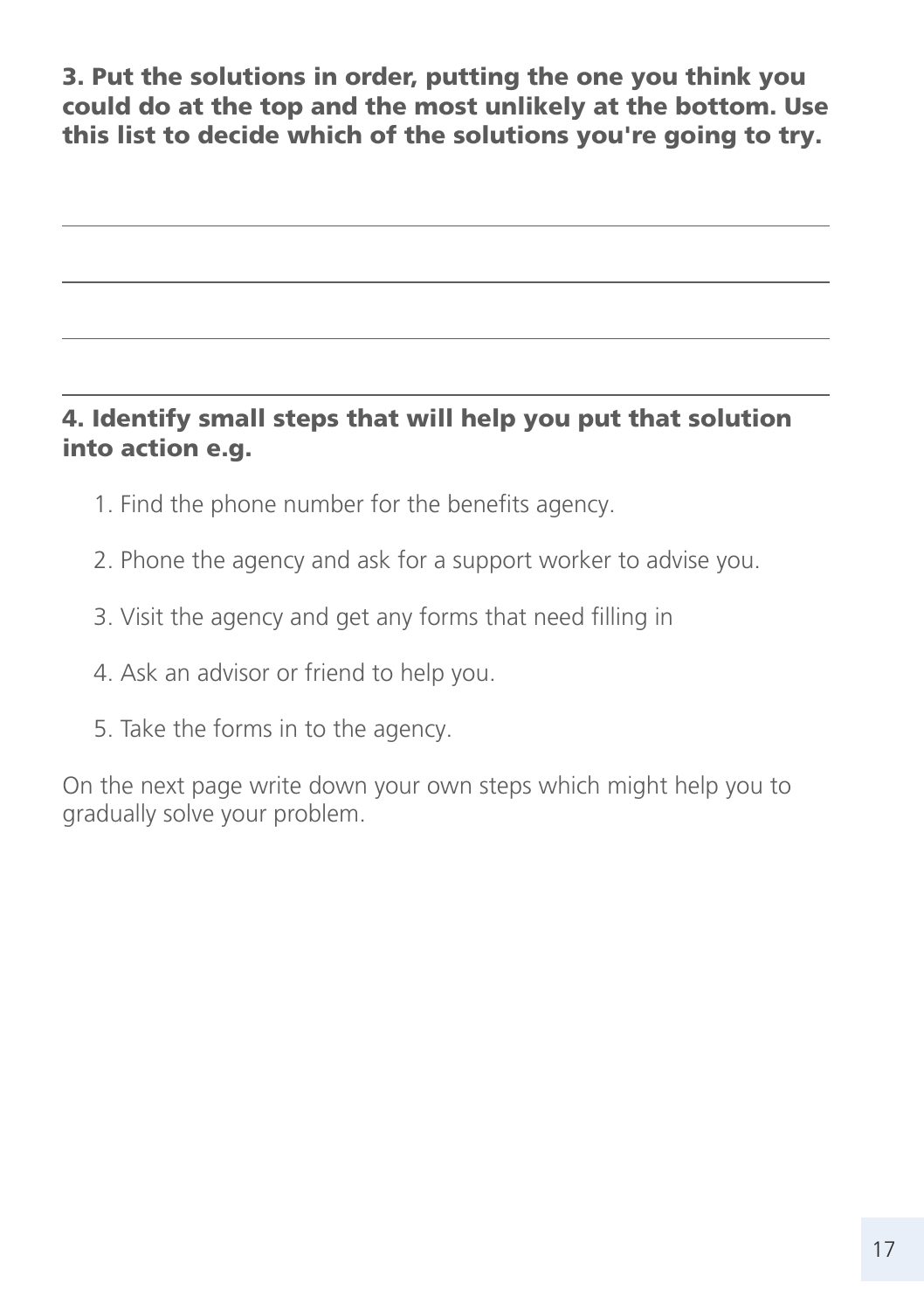**3. Put the solutions in order, putting the one you think you could do at the top and the most unlikely at the bottom. Use this list to decide which of the solutions you're going to try.**

**4. Identify small steps that will help you put that solution into action e.g.**

1. Find the phone number for the benefits agency.
2. Phone the agency and ask for a support worker to advise you.
3. Visit the agency and get any forms that need filling in
4. Ask an advisor or friend to help you.
5. Take the forms in to the agency.

On the next page write down your own steps which might help you to gradually solve your problem.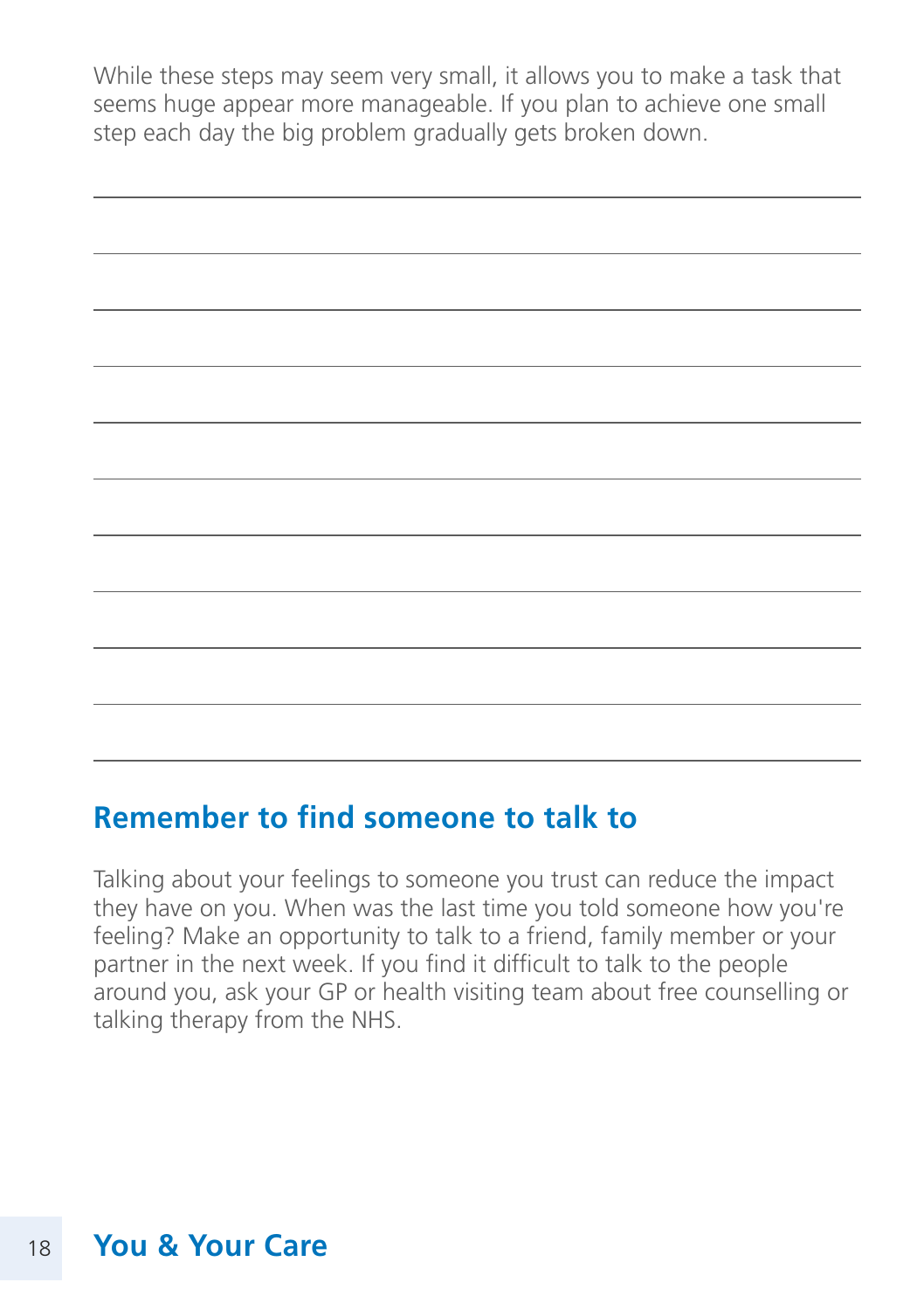While these steps may seem very small, it allows you to make a task that seems huge appear more manageable. If you plan to achieve one small step each day the big problem gradually gets broken down.

## Remember to find someone to talk to

Talking about your feelings to someone you trust can reduce the impact they have on you. When was the last time you told someone how you're feeling? Make an opportunity to talk to a friend, family member or your partner in the next week. If you find it difficult to talk to the people around you, ask your GP or health visiting team about free counselling or talking therapy from the NHS.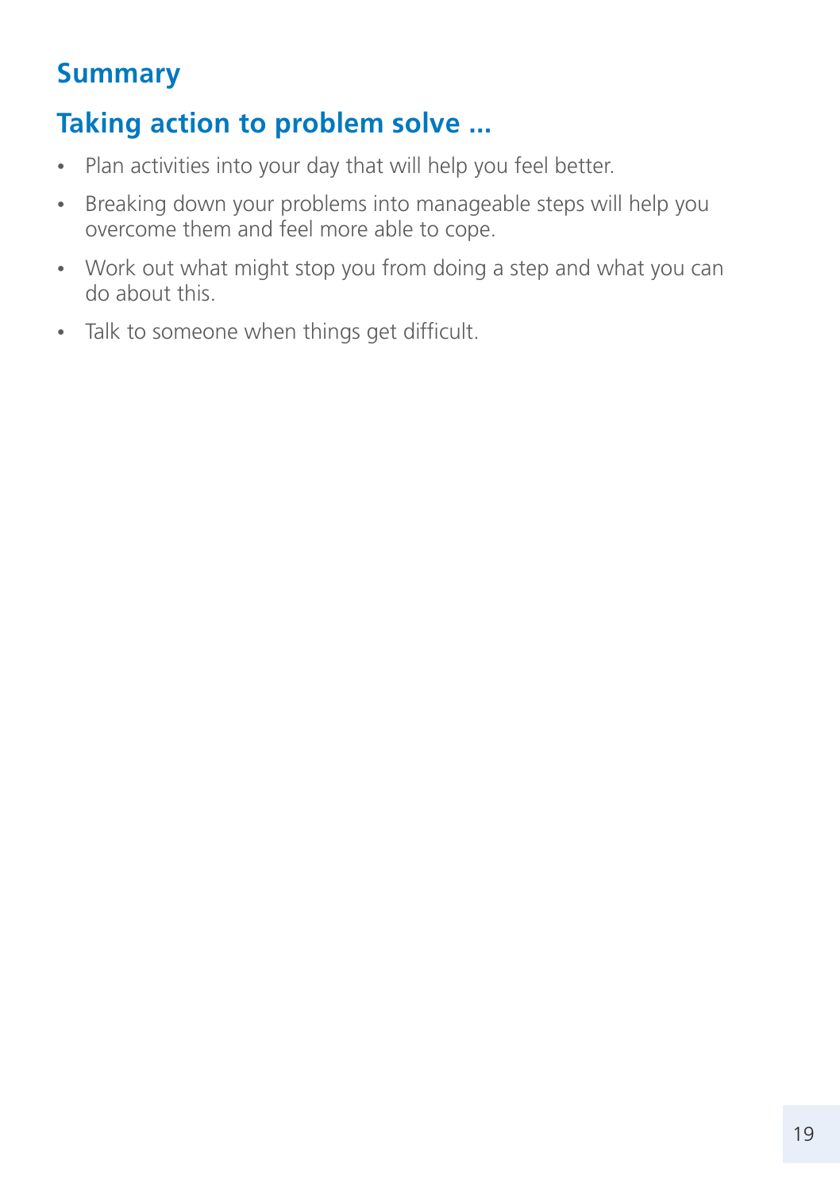## Summary

## Taking action to problem solve ...

- Plan activities into your day that will help you feel better.
- Breaking down your problems into manageable steps will help you overcome them and feel more able to cope.
- Work out what might stop you from doing a step and what you can do about this.
- Talk to someone when things get difficult.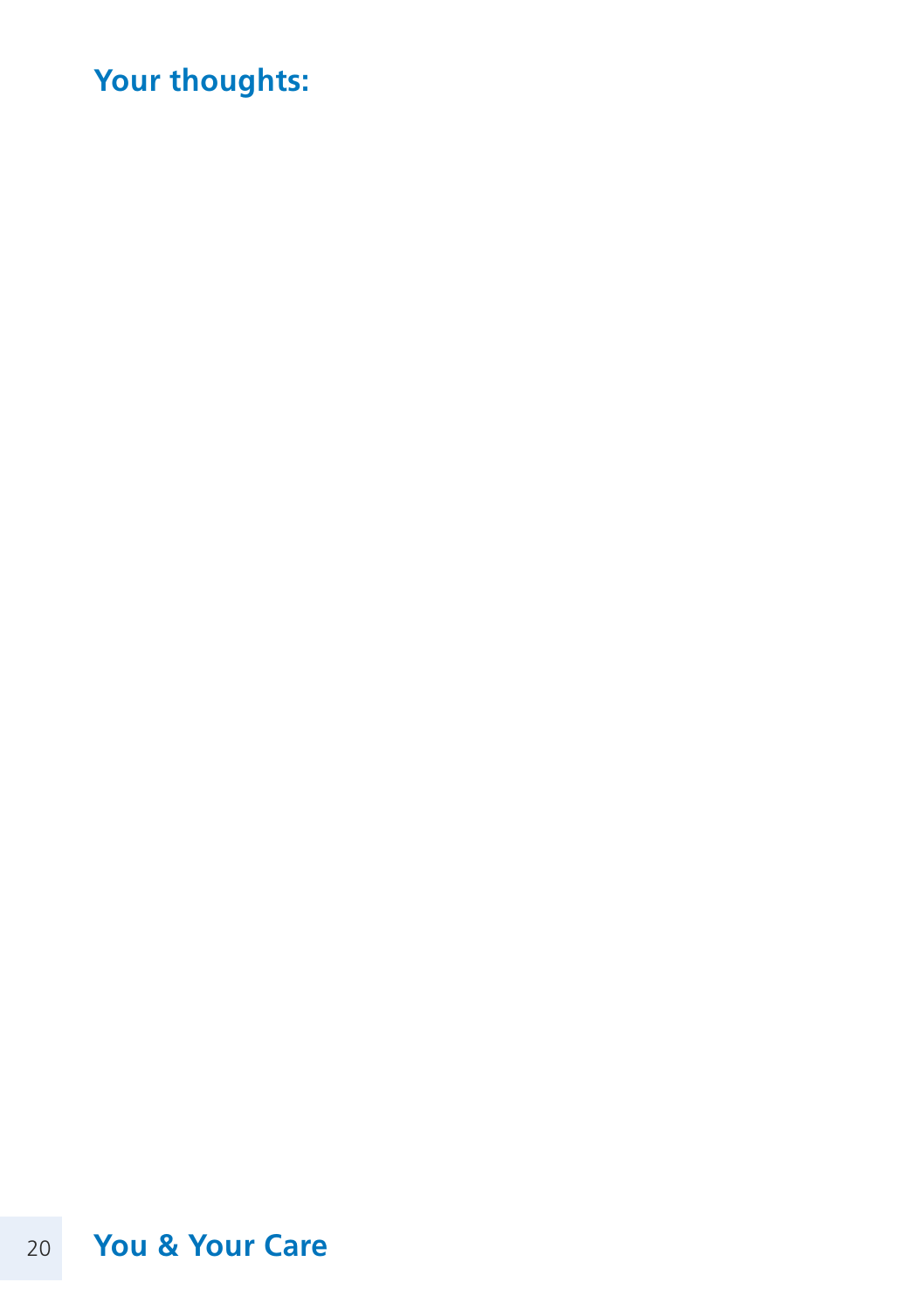## Your thoughts: